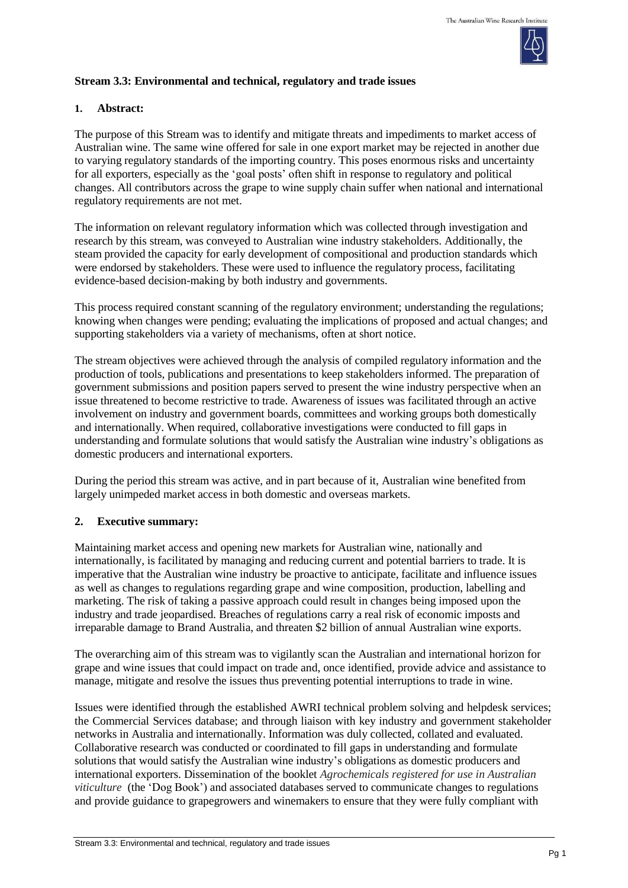## Stream 3.3: Environmental and technical, regulatory and trade issues

### 1. Abstract:

The purpose of this Stream was to identify and mitigate threats and impediments to market access of Australian wine. The same wine offered for sale in one export market may be rejected in another due to varying regulatory standards of the importing country. This poses enormous risks and uncertainty for all exporters, especially as the 'goal posts' often shift in response to regulatory and political changes. All contributors across the grape to wine supply chain suffer when national and international regulatory requirements are not met.

The information on relevant regulatory information which was collected through investigation and research by this stream, was conveyed to Australian wine industry stakeholders. Additionally, the steam provided the capacity for early development of compositional and production standards which were endorsed by stakeholders. These were used to influence the regulatory process, facilitating evidence-based decision-making by both industry and governments.

This process required constant scanning of the regulatory environment; understanding the regulations; knowing when changes were pending; evaluating the implications of proposed and actual changes; and supporting stakeholders via a variety of mechanisms, often at short notice.

The stream objectives were achieved through the analysis of compiled regulatory information and the production of tools, publications and presentations to keep stakeholders informed. The preparation of government submissions and position papers served to present the wine industry perspective when an issue threatened to become restrictive to trade. Awareness of issues was facilitated through an active involvement on industry and government boards, committees and working groups both domestically and internationally. When required, collaborative investigations were conducted to fill gaps in understanding and formulate solutions that would satisfy the Australian wine industry's obligations as domestic producers and international exporters.

During the period this stream was active, and in part because of it, Australian wine benefited from largely unimpeded market access in both domestic and overseas markets.

### 2. Executive summary:

Maintaining market access and opening new markets for Australian wine, nationally and internationally, is facilitated by managing and reducing current and potential barriers to trade. It is imperative that the Australian wine industry be proactive to anticipate, facilitate and influence issues as well as changes to regulations regarding grape and wine composition, production, labelling and marketing. The risk of taking a passive approach could result in changes being imposed upon the industry and trade jeopardised. Breaches of regulations carry a real risk of economic imposts and irreparable damage to Brand Australia, and threaten $2 billion of annual Australian wine exports.

The overarching aim of this stream was to vigilantly scan the Australian and international horizon for grape and wine issues that could impact on trade and, once identified, provide advice and assistance to manage, mitigate and resolve the issues thus preventing potential interruptions to trade in wine.

Issues were identified through the established AWRI technical problem solving and helpdesk services; the Commercial Services database; and through liaison with key industry and government stakeholder networks in Australia and internationally. Information was duly collected, collated and evaluated. Collaborative research was conducted or coordinated to fill gaps in understanding and formulate solutions that would satisfy the Australian wine industry's obligations as domestic producers and international exporters. Dissemination of the booklet *Agrochemicals registered for use in Australian viticulture* (the 'Dog Book') and associated databases served to communicate changes to regulations and provide guidance to grapegrowers and winemakers to ensure that they were fully compliant with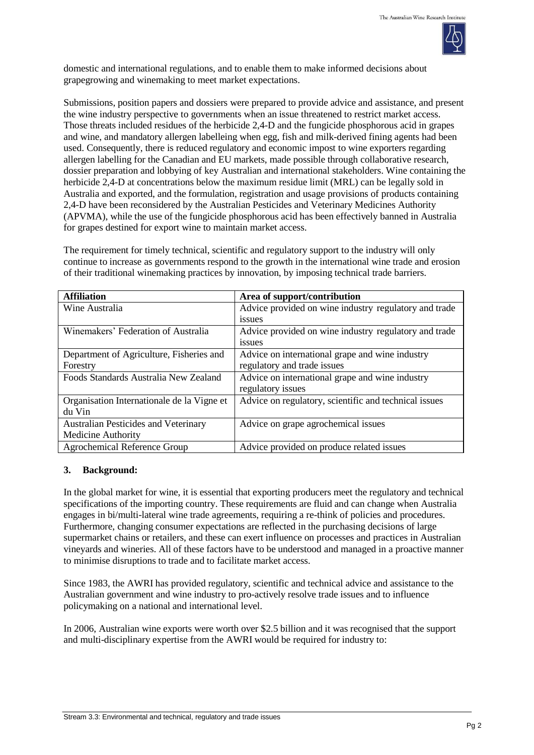domestic and international regulations, and to enable them to make informed decisions about grapegrowing and winemaking to meet market expectations.

Submissions, position papers and dossiers were prepared to provide advice and assistance, and present the wine industry perspective to governments when an issue threatened to restrict market access. Those threats included residues of the herbicide 2,4-D and the fungicide phosphorous acid in grapes and wine, and mandatory allergen labelleing when egg, fish and milk-derived fining agents had been used. Consequently, there is reduced regulatory and economic impost to wine exporters regarding allergen labelling for the Canadian and EU markets, made possible through collaborative research, dossier preparation and lobbying of key Australian and international stakeholders. Wine containing the herbicide 2,4-D at concentrations below the maximum residue limit (MRL) can be legally sold in Australia and exported, and the formulation, registration and usage provisions of products containing 2,4-D have been reconsidered by the Australian Pesticides and Veterinary Medicines Authority (APVMA), while the use of the fungicide phosphorous acid has been effectively banned in Australia for grapes destined for export wine to maintain market access.

The requirement for timely technical, scientific and regulatory support to the industry will only continue to increase as governments respond to the growth in the international wine trade and erosion of their traditional winemaking practices by innovation, by imposing technical trade barriers.

| Affiliation | Area of support/contribution |
|---|---|
| Wine Australia | Advice provided on wine industry regulatory and trade issues |
| Winemakers' Federation of Australia | Advice provided on wine industry regulatory and trade issues |
| Department of Agriculture, Fisheries and Forestry | Advice on international grape and wine industry regulatory and trade issues |
| Foods Standards Australia New Zealand | Advice on international grape and wine industry regulatory issues |
| Organisation Internationale de la Vigne et du Vin | Advice on regulatory, scientific and technical issues |
| Australian Pesticides and Veterinary Medicine Authority | Advice on grape agrochemical issues |
| Agrochemical Reference Group | Advice provided on produce related issues |

## 3. Background:

In the global market for wine, it is essential that exporting producers meet the regulatory and technical specifications of the importing country. These requirements are fluid and can change when Australia engages in bi/multi-lateral wine trade agreements, requiring a re-think of policies and procedures. Furthermore, changing consumer expectations are reflected in the purchasing decisions of large supermarket chains or retailers, and these can exert influence on processes and practices in Australian vineyards and wineries. All of these factors have to be understood and managed in a proactive manner to minimise disruptions to trade and to facilitate market access.

Since 1983, the AWRI has provided regulatory, scientific and technical advice and assistance to the Australian government and wine industry to pro-actively resolve trade issues and to influence policymaking on a national and international level.

In 2006, Australian wine exports were worth over $2.5 billion and it was recognised that the support and multi-disciplinary expertise from the AWRI would be required for industry to: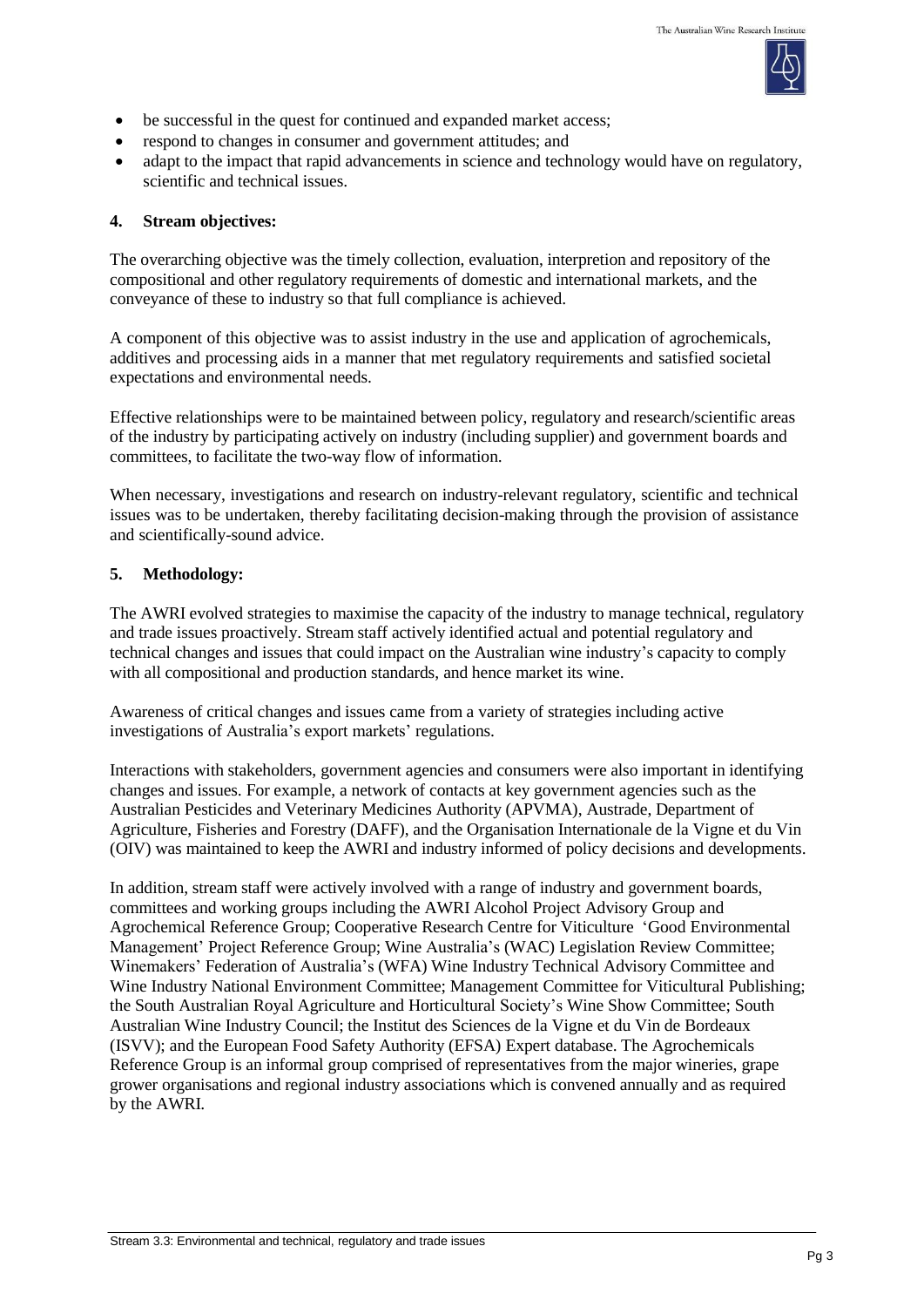- be successful in the quest for continued and expanded market access;
- respond to changes in consumer and government attitudes; and
- adapt to the impact that rapid advancements in science and technology would have on regulatory, scientific and technical issues.

## 4. Stream objectives:

The overarching objective was the timely collection, evaluation, interpretion and repository of the compositional and other regulatory requirements of domestic and international markets, and the conveyance of these to industry so that full compliance is achieved.

A component of this objective was to assist industry in the use and application of agrochemicals, additives and processing aids in a manner that met regulatory requirements and satisfied societal expectations and environmental needs.

Effective relationships were to be maintained between policy, regulatory and research/scientific areas of the industry by participating actively on industry (including supplier) and government boards and committees, to facilitate the two-way flow of information.

When necessary, investigations and research on industry-relevant regulatory, scientific and technical issues was to be undertaken, thereby facilitating decision-making through the provision of assistance and scientifically-sound advice.

## 5. Methodology:

The AWRI evolved strategies to maximise the capacity of the industry to manage technical, regulatory and trade issues proactively. Stream staff actively identified actual and potential regulatory and technical changes and issues that could impact on the Australian wine industry's capacity to comply with all compositional and production standards, and hence market its wine.

Awareness of critical changes and issues came from a variety of strategies including active investigations of Australia's export markets' regulations.

Interactions with stakeholders, government agencies and consumers were also important in identifying changes and issues. For example, a network of contacts at key government agencies such as the Australian Pesticides and Veterinary Medicines Authority (APVMA), Austrade, Department of Agriculture, Fisheries and Forestry (DAFF), and the Organisation Internationale de la Vigne et du Vin (OIV) was maintained to keep the AWRI and industry informed of policy decisions and developments.

In addition, stream staff were actively involved with a range of industry and government boards, committees and working groups including the AWRI Alcohol Project Advisory Group and Agrochemical Reference Group; Cooperative Research Centre for Viticulture 'Good Environmental Management' Project Reference Group; Wine Australia's (WAC) Legislation Review Committee; Winemakers' Federation of Australia's (WFA) Wine Industry Technical Advisory Committee and Wine Industry National Environment Committee; Management Committee for Viticultural Publishing; the South Australian Royal Agriculture and Horticultural Society's Wine Show Committee; South Australian Wine Industry Council; the Institut des Sciences de la Vigne et du Vin de Bordeaux (ISVV); and the European Food Safety Authority (EFSA) Expert database. The Agrochemicals Reference Group is an informal group comprised of representatives from the major wineries, grape grower organisations and regional industry associations which is convened annually and as required by the AWRI.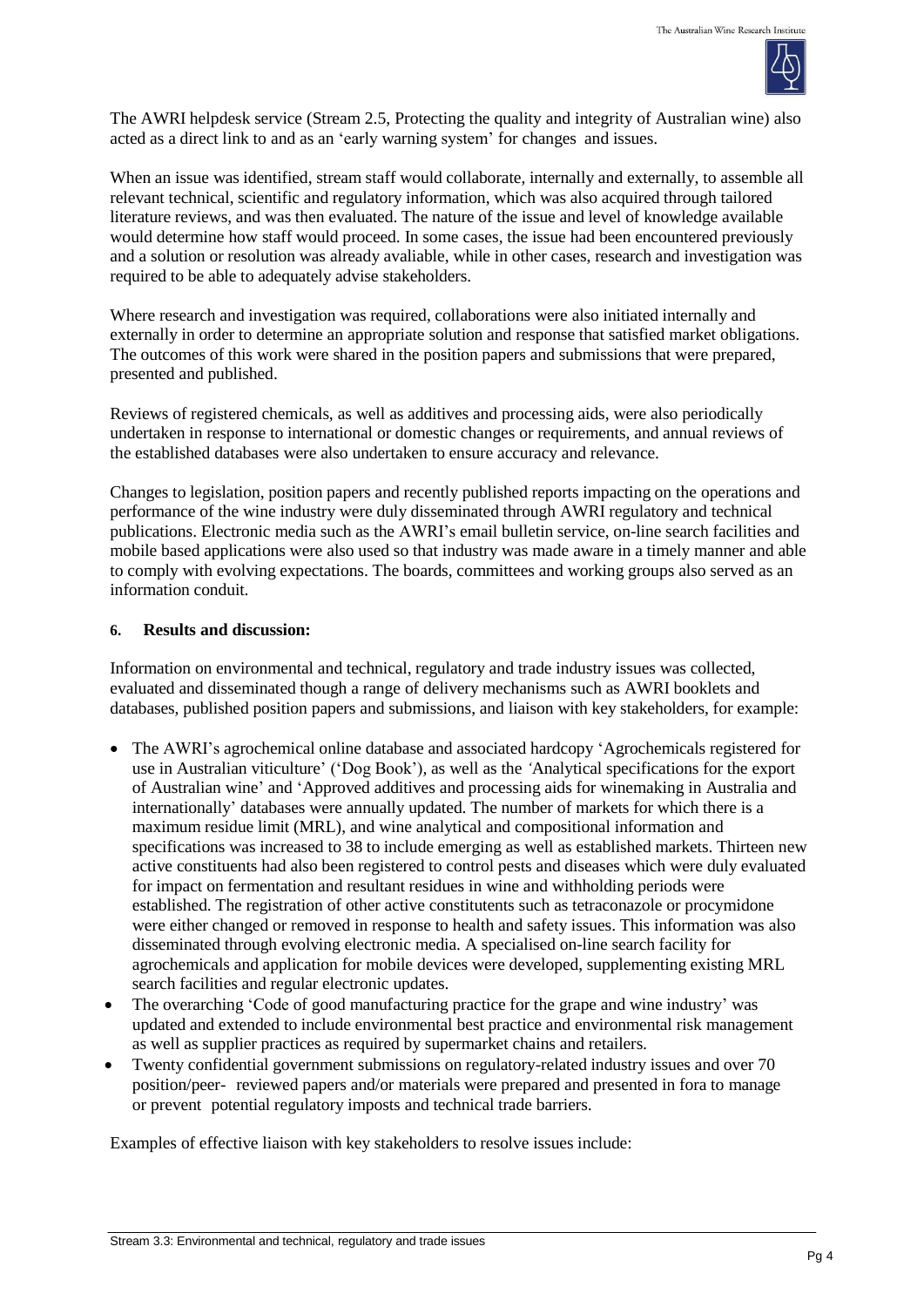The AWRI helpdesk service (Stream 2.5, Protecting the quality and integrity of Australian wine) also acted as a direct link to and as an 'early warning system' for changes and issues.

When an issue was identified, stream staff would collaborate, internally and externally, to assemble all relevant technical, scientific and regulatory information, which was also acquired through tailored literature reviews, and was then evaluated. The nature of the issue and level of knowledge available would determine how staff would proceed. In some cases, the issue had been encountered previously and a solution or resolution was already avaliable, while in other cases, research and investigation was required to be able to adequately advise stakeholders.

Where research and investigation was required, collaborations were also initiated internally and externally in order to determine an appropriate solution and response that satisfied market obligations. The outcomes of this work were shared in the position papers and submissions that were prepared, presented and published.

Reviews of registered chemicals, as well as additives and processing aids, were also periodically undertaken in response to international or domestic changes or requirements, and annual reviews of the established databases were also undertaken to ensure accuracy and relevance.

Changes to legislation, position papers and recently published reports impacting on the operations and performance of the wine industry were duly disseminated through AWRI regulatory and technical publications. Electronic media such as the AWRI's email bulletin service, on-line search facilities and mobile based applications were also used so that industry was made aware in a timely manner and able to comply with evolving expectations. The boards, committees and working groups also served as an information conduit.

## 6. Results and discussion:

Information on environmental and technical, regulatory and trade industry issues was collected, evaluated and disseminated though a range of delivery mechanisms such as AWRI booklets and databases, published position papers and submissions, and liaison with key stakeholders, for example:

- The AWRI's agrochemical online database and associated hardcopy 'Agrochemicals registered for use in Australian viticulture' ('Dog Book'), as well as the 'Analytical specifications for the export of Australian wine' and 'Approved additives and processing aids for winemaking in Australia and internationally' databases were annually updated. The number of markets for which there is a maximum residue limit (MRL), and wine analytical and compositional information and specifications was increased to 38 to include emerging as well as established markets. Thirteen new active constituents had also been registered to control pests and diseases which were duly evaluated for impact on fermentation and resultant residues in wine and withholding periods were established. The registration of other active constitutents such as tetraconazole or procymidone were either changed or removed in response to health and safety issues. This information was also disseminated through evolving electronic media. A specialised on-line search facility for agrochemicals and application for mobile devices were developed, supplementing existing MRL search facilities and regular electronic updates.
- The overarching 'Code of good manufacturing practice for the grape and wine industry' was updated and extended to include environmental best practice and environmental risk management as well as supplier practices as required by supermarket chains and retailers.
- Twenty confidential government submissions on regulatory-related industry issues and over 70 position/peer- reviewed papers and/or materials were prepared and presented in fora to manage or prevent potential regulatory imposts and technical trade barriers.

Examples of effective liaison with key stakeholders to resolve issues include: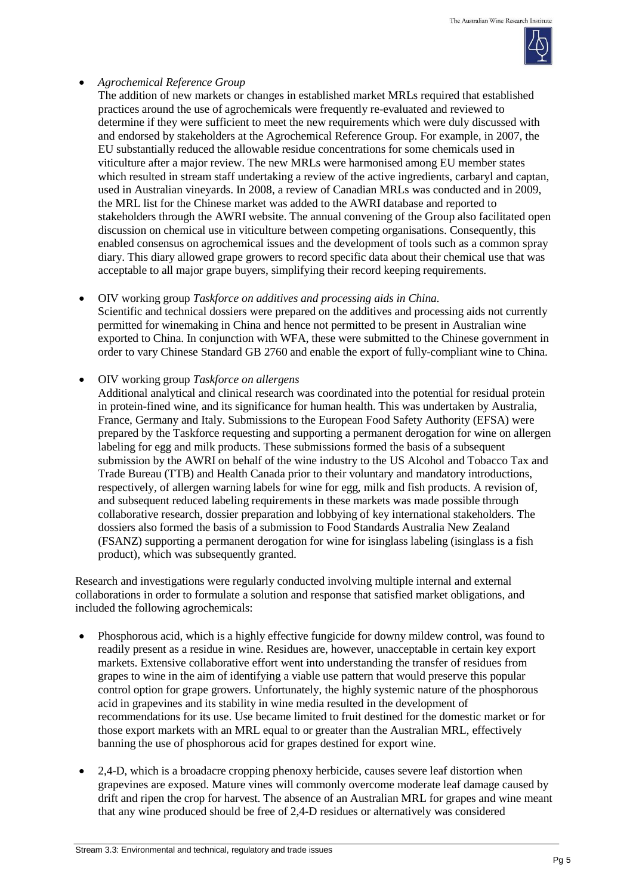- *Agrochemical Reference Group*

  The addition of new markets or changes in established market MRLs required that established practices around the use of agrochemicals were frequently re-evaluated and reviewed to determine if they were sufficient to meet the new requirements which were duly discussed with and endorsed by stakeholders at the Agrochemical Reference Group. For example, in 2007, the EU substantially reduced the allowable residue concentrations for some chemicals used in viticulture after a major review. The new MRLs were harmonised among EU member states which resulted in stream staff undertaking a review of the active ingredients, carbaryl and captan, used in Australian vineyards. In 2008, a review of Canadian MRLs was conducted and in 2009, the MRL list for the Chinese market was added to the AWRI database and reported to stakeholders through the AWRI website. The annual convening of the Group also facilitated open discussion on chemical use in viticulture between competing organisations. Consequently, this enabled consensus on agrochemical issues and the development of tools such as a common spray diary. This diary allowed grape growers to record specific data about their chemical use that was acceptable to all major grape buyers, simplifying their record keeping requirements.

- OIV working group *Taskforce on additives and processing aids in China.*

  Scientific and technical dossiers were prepared on the additives and processing aids not currently permitted for winemaking in China and hence not permitted to be present in Australian wine exported to China. In conjunction with WFA, these were submitted to the Chinese government in order to vary Chinese Standard GB 2760 and enable the export of fully-compliant wine to China.

- OIV working group *Taskforce on allergens*

  Additional analytical and clinical research was coordinated into the potential for residual protein in protein-fined wine, and its significance for human health. This was undertaken by Australia, France, Germany and Italy. Submissions to the European Food Safety Authority (EFSA) were prepared by the Taskforce requesting and supporting a permanent derogation for wine on allergen labeling for egg and milk products. These submissions formed the basis of a subsequent submission by the AWRI on behalf of the wine industry to the US Alcohol and Tobacco Tax and Trade Bureau (TTB) and Health Canada prior to their voluntary and mandatory introductions, respectively, of allergen warning labels for wine for egg, milk and fish products. A revision of, and subsequent reduced labeling requirements in these markets was made possible through collaborative research, dossier preparation and lobbying of key international stakeholders. The dossiers also formed the basis of a submission to Food Standards Australia New Zealand (FSANZ) supporting a permanent derogation for wine for isinglass labeling (isinglass is a fish product), which was subsequently granted.

Research and investigations were regularly conducted involving multiple internal and external collaborations in order to formulate a solution and response that satisfied market obligations, and included the following agrochemicals:

- Phosphorous acid, which is a highly effective fungicide for downy mildew control, was found to readily present as a residue in wine. Residues are, however, unacceptable in certain key export markets. Extensive collaborative effort went into understanding the transfer of residues from grapes to wine in the aim of identifying a viable use pattern that would preserve this popular control option for grape growers. Unfortunately, the highly systemic nature of the phosphorous acid in grapevines and its stability in wine media resulted in the development of recommendations for its use. Use became limited to fruit destined for the domestic market or for those export markets with an MRL equal to or greater than the Australian MRL, effectively banning the use of phosphorous acid for grapes destined for export wine.

- 2,4-D, which is a broadacre cropping phenoxy herbicide, causes severe leaf distortion when grapevines are exposed. Mature vines will commonly overcome moderate leaf damage caused by drift and ripen the crop for harvest. The absence of an Australian MRL for grapes and wine meant that any wine produced should be free of 2,4-D residues or alternatively was considered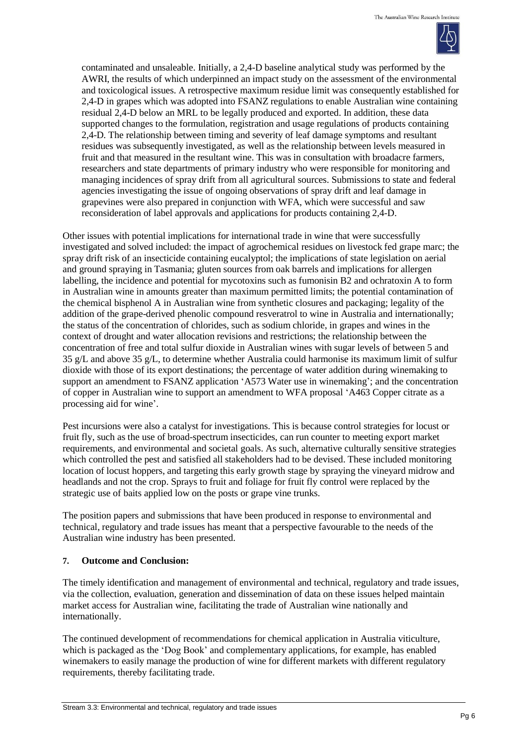contaminated and unsaleable. Initially, a 2,4-D baseline analytical study was performed by the AWRI, the results of which underpinned an impact study on the assessment of the environmental and toxicological issues. A retrospective maximum residue limit was consequently established for 2,4-D in grapes which was adopted into FSANZ regulations to enable Australian wine containing residual 2,4-D below an MRL to be legally produced and exported. In addition, these data supported changes to the formulation, registration and usage regulations of products containing 2,4-D. The relationship between timing and severity of leaf damage symptoms and resultant residues was subsequently investigated, as well as the relationship between levels measured in fruit and that measured in the resultant wine. This was in consultation with broadacre farmers, researchers and state departments of primary industry who were responsible for monitoring and managing incidences of spray drift from all agricultural sources. Submissions to state and federal agencies investigating the issue of ongoing observations of spray drift and leaf damage in grapevines were also prepared in conjunction with WFA, which were successful and saw reconsideration of label approvals and applications for products containing 2,4-D.

Other issues with potential implications for international trade in wine that were successfully investigated and solved included: the impact of agrochemical residues on livestock fed grape marc; the spray drift risk of an insecticide containing eucalyptol; the implications of state legislation on aerial and ground spraying in Tasmania; gluten sources from oak barrels and implications for allergen labelling, the incidence and potential for mycotoxins such as fumonisin B2 and ochratoxin A to form in Australian wine in amounts greater than maximum permitted limits; the potential contamination of the chemical bisphenol A in Australian wine from synthetic closures and packaging; legality of the addition of the grape-derived phenolic compound resveratrol to wine in Australia and internationally; the status of the concentration of chlorides, such as sodium chloride, in grapes and wines in the context of drought and water allocation revisions and restrictions; the relationship between the concentration of free and total sulfur dioxide in Australian wines with sugar levels of between 5 and 35 g/L and above 35 g/L, to determine whether Australia could harmonise its maximum limit of sulfur dioxide with those of its export destinations; the percentage of water addition during winemaking to support an amendment to FSANZ application 'A573 Water use in winemaking'; and the concentration of copper in Australian wine to support an amendment to WFA proposal 'A463 Copper citrate as a processing aid for wine'.

Pest incursions were also a catalyst for investigations. This is because control strategies for locust or fruit fly, such as the use of broad-spectrum insecticides, can run counter to meeting export market requirements, and environmental and societal goals. As such, alternative culturally sensitive strategies which controlled the pest and satisfied all stakeholders had to be devised. These included monitoring location of locust hoppers, and targeting this early growth stage by spraying the vineyard midrow and headlands and not the crop. Sprays to fruit and foliage for fruit fly control were replaced by the strategic use of baits applied low on the posts or grape vine trunks.

The position papers and submissions that have been produced in response to environmental and technical, regulatory and trade issues has meant that a perspective favourable to the needs of the Australian wine industry has been presented.

## 7. Outcome and Conclusion:

The timely identification and management of environmental and technical, regulatory and trade issues, via the collection, evaluation, generation and dissemination of data on these issues helped maintain market access for Australian wine, facilitating the trade of Australian wine nationally and internationally.

The continued development of recommendations for chemical application in Australia viticulture, which is packaged as the 'Dog Book' and complementary applications, for example, has enabled winemakers to easily manage the production of wine for different markets with different regulatory requirements, thereby facilitating trade.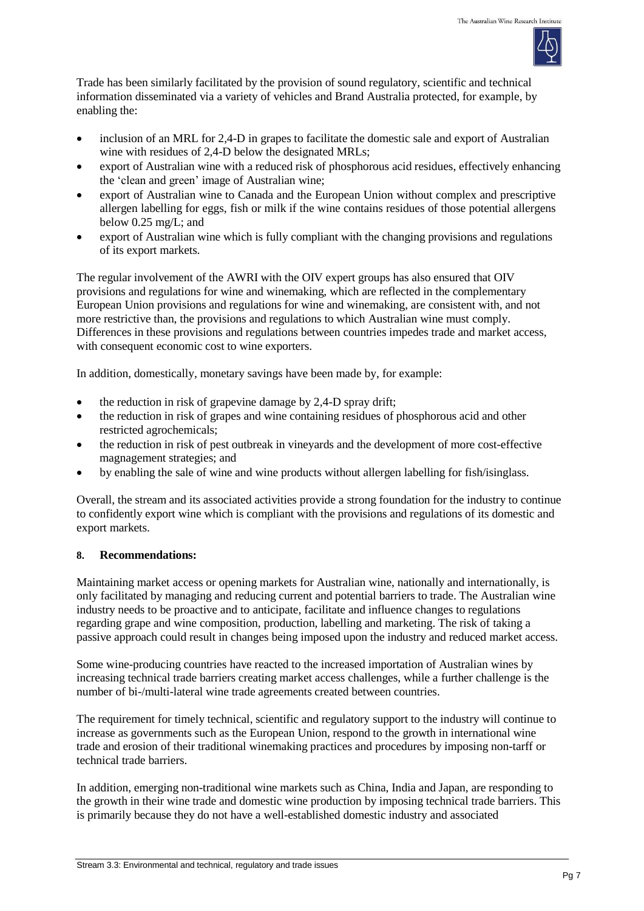Trade has been similarly facilitated by the provision of sound regulatory, scientific and technical information disseminated via a variety of vehicles and Brand Australia protected, for example, by enabling the:

- inclusion of an MRL for 2,4-D in grapes to facilitate the domestic sale and export of Australian wine with residues of 2,4-D below the designated MRLs;
- export of Australian wine with a reduced risk of phosphorous acid residues, effectively enhancing the 'clean and green' image of Australian wine;
- export of Australian wine to Canada and the European Union without complex and prescriptive allergen labelling for eggs, fish or milk if the wine contains residues of those potential allergens below 0.25 mg/L; and
- export of Australian wine which is fully compliant with the changing provisions and regulations of its export markets.

The regular involvement of the AWRI with the OIV expert groups has also ensured that OIV provisions and regulations for wine and winemaking, which are reflected in the complementary European Union provisions and regulations for wine and winemaking, are consistent with, and not more restrictive than, the provisions and regulations to which Australian wine must comply. Differences in these provisions and regulations between countries impedes trade and market access, with consequent economic cost to wine exporters.

In addition, domestically, monetary savings have been made by, for example:

- the reduction in risk of grapevine damage by 2,4-D spray drift;
- the reduction in risk of grapes and wine containing residues of phosphorous acid and other restricted agrochemicals;
- the reduction in risk of pest outbreak in vineyards and the development of more cost-effective magnagement strategies; and
- by enabling the sale of wine and wine products without allergen labelling for fish/isinglass.

Overall, the stream and its associated activities provide a strong foundation for the industry to continue to confidently export wine which is compliant with the provisions and regulations of its domestic and export markets.

## 8. Recommendations:

Maintaining market access or opening markets for Australian wine, nationally and internationally, is only facilitated by managing and reducing current and potential barriers to trade. The Australian wine industry needs to be proactive and to anticipate, facilitate and influence changes to regulations regarding grape and wine composition, production, labelling and marketing. The risk of taking a passive approach could result in changes being imposed upon the industry and reduced market access.

Some wine-producing countries have reacted to the increased importation of Australian wines by increasing technical trade barriers creating market access challenges, while a further challenge is the number of bi-/multi-lateral wine trade agreements created between countries.

The requirement for timely technical, scientific and regulatory support to the industry will continue to increase as governments such as the European Union, respond to the growth in international wine trade and erosion of their traditional winemaking practices and procedures by imposing non-tarff or technical trade barriers.

In addition, emerging non-traditional wine markets such as China, India and Japan, are responding to the growth in their wine trade and domestic wine production by imposing technical trade barriers. This is primarily because they do not have a well-established domestic industry and associated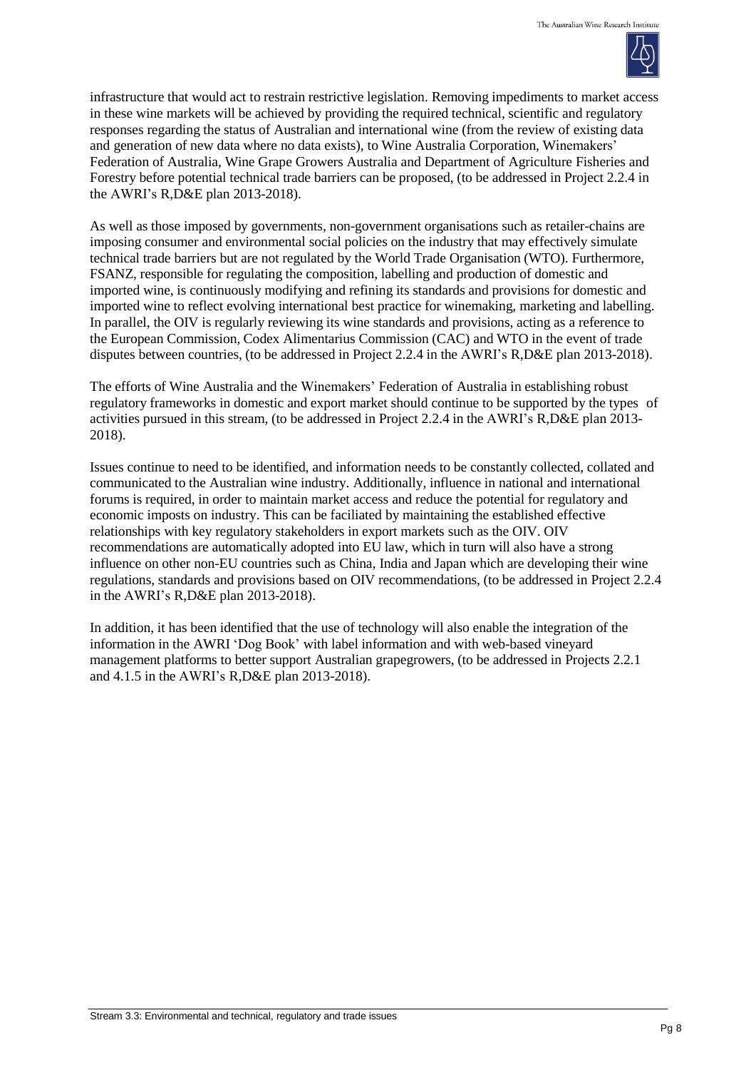infrastructure that would act to restrain restrictive legislation. Removing impediments to market access in these wine markets will be achieved by providing the required technical, scientific and regulatory responses regarding the status of Australian and international wine (from the review of existing data and generation of new data where no data exists), to Wine Australia Corporation, Winemakers' Federation of Australia, Wine Grape Growers Australia and Department of Agriculture Fisheries and Forestry before potential technical trade barriers can be proposed, (to be addressed in Project 2.2.4 in the AWRI's R,D&E plan 2013-2018).

As well as those imposed by governments, non-government organisations such as retailer-chains are imposing consumer and environmental social policies on the industry that may effectively simulate technical trade barriers but are not regulated by the World Trade Organisation (WTO). Furthermore, FSANZ, responsible for regulating the composition, labelling and production of domestic and imported wine, is continuously modifying and refining its standards and provisions for domestic and imported wine to reflect evolving international best practice for winemaking, marketing and labelling. In parallel, the OIV is regularly reviewing its wine standards and provisions, acting as a reference to the European Commission, Codex Alimentarius Commission (CAC) and WTO in the event of trade disputes between countries, (to be addressed in Project 2.2.4 in the AWRI's R,D&E plan 2013-2018).

The efforts of Wine Australia and the Winemakers' Federation of Australia in establishing robust regulatory frameworks in domestic and export market should continue to be supported by the types of activities pursued in this stream, (to be addressed in Project 2.2.4 in the AWRI's R,D&E plan 2013-2018).

Issues continue to need to be identified, and information needs to be constantly collected, collated and communicated to the Australian wine industry. Additionally, influence in national and international forums is required, in order to maintain market access and reduce the potential for regulatory and economic imposts on industry. This can be faciliated by maintaining the established effective relationships with key regulatory stakeholders in export markets such as the OIV. OIV recommendations are automatically adopted into EU law, which in turn will also have a strong influence on other non-EU countries such as China, India and Japan which are developing their wine regulations, standards and provisions based on OIV recommendations, (to be addressed in Project 2.2.4 in the AWRI's R,D&E plan 2013-2018).

In addition, it has been identified that the use of technology will also enable the integration of the information in the AWRI 'Dog Book' with label information and with web-based vineyard management platforms to better support Australian grapegrowers, (to be addressed in Projects 2.2.1 and 4.1.5 in the AWRI's R,D&E plan 2013-2018).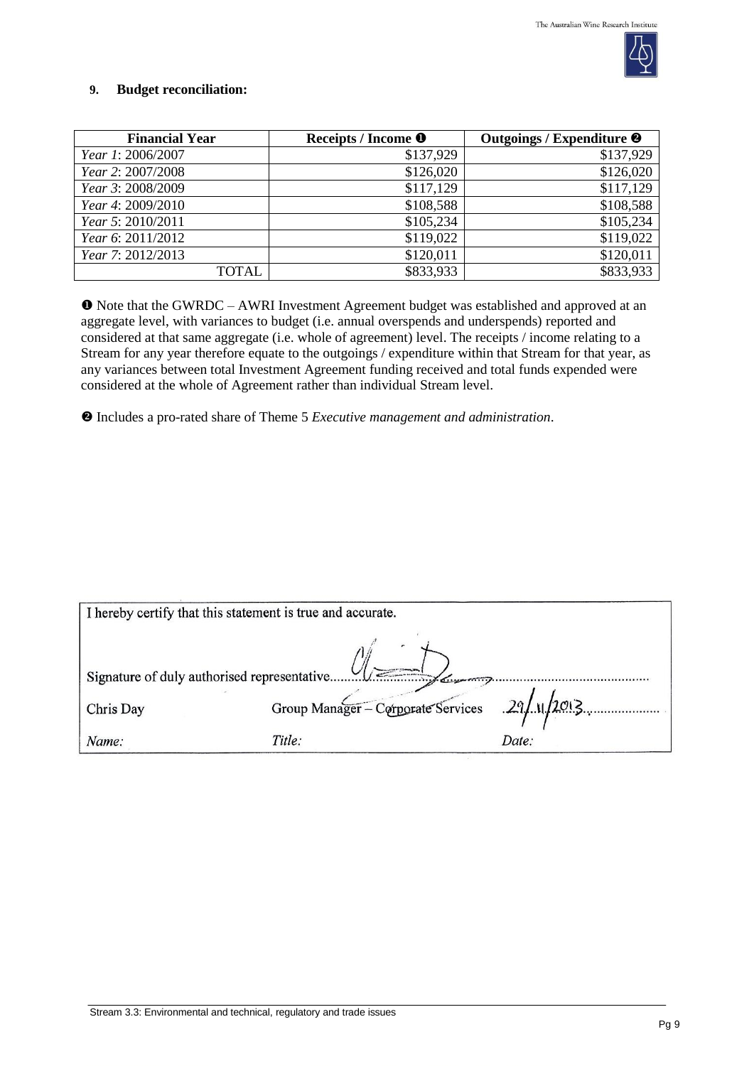## 9. Budget reconciliation:

| Financial Year | Receipts / Income ❶ | Outgoings / Expenditure ❷ |
|---|---|---|
| *Year 1*: 2006/2007 | $137,929 | $137,929 |
| *Year 2*: 2007/2008 | $126,020 | $126,020 |
| *Year 3*: 2008/2009 | $117,129 | $117,129 |
| *Year 4*: 2009/2010 | $108,588 | $108,588 |
| *Year 5*: 2010/2011 | $105,234 | $105,234 |
| *Year 6*: 2011/2012 | $119,022 | $119,022 |
| *Year 7*: 2012/2013 | $120,011 | $120,011 |
| TOTAL | $833,933 | $833,933 |

❶ Note that the GWRDC – AWRI Investment Agreement budget was established and approved at an aggregate level, with variances to budget (i.e. annual overspends and underspends) reported and considered at that same aggregate (i.e. whole of agreement) level. The receipts / income relating to a Stream for any year therefore equate to the outgoings / expenditure within that Stream for that year, as any variances between total Investment Agreement funding received and total funds expended were considered at the whole of Agreement rather than individual Stream level.

❷ Includes a pro-rated share of Theme 5 *Executive management and administration*.

I hereby certify that this statement is true and accurate.

Signature of duly authorised representative..........................................

| Chris Day | Group Manager – Corporate Services | 29/11/2013 |
|---|---|---|
| *Name:* | *Title:* | *Date:* |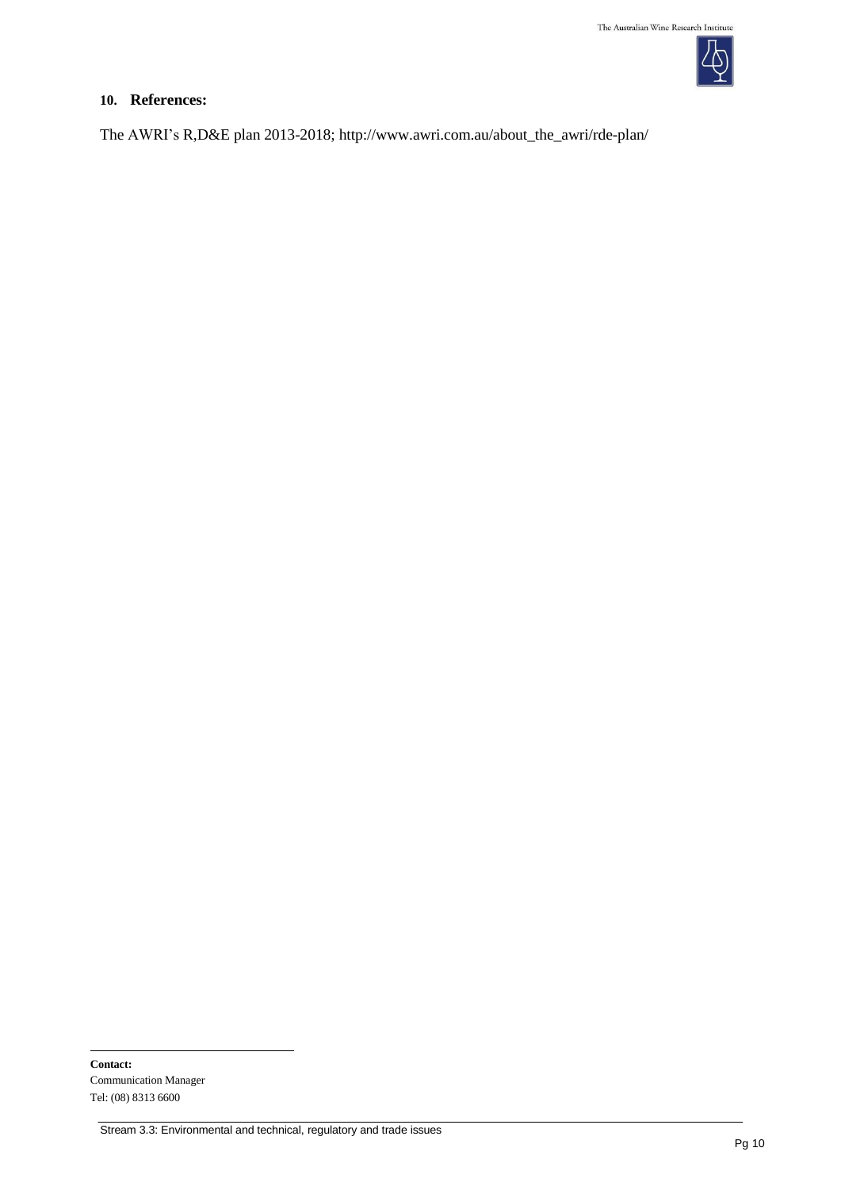## 10. References:

The AWRI's R,D&E plan 2013-2018; http://www.awri.com.au/about_the_awri/rde-plan/

**Contact:**
Communication Manager
Tel: (08) 8313 6600